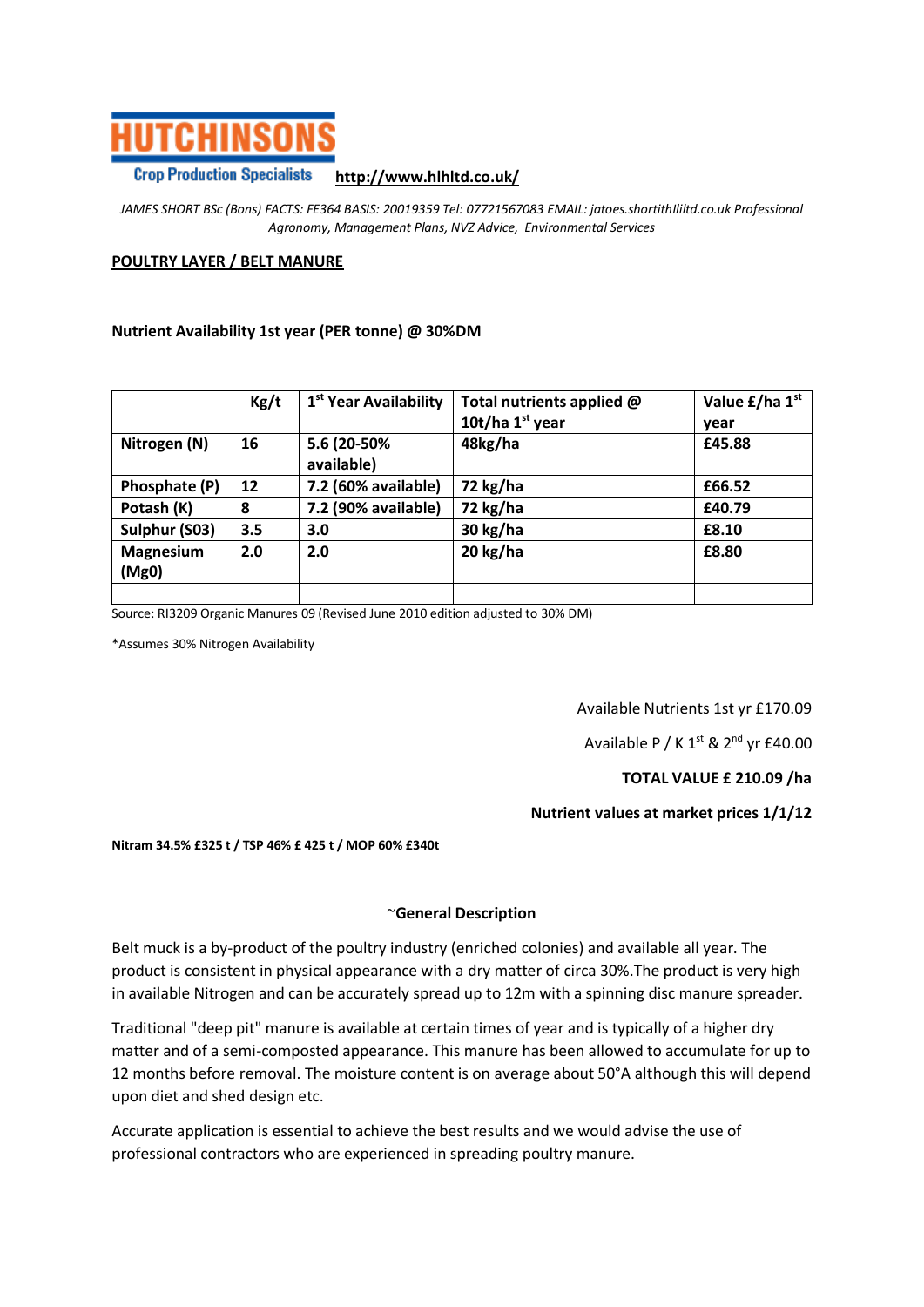# HUTCHINSONS

Crop Production Specialists http://www.hlhltd.co.uk/

*JAMES SHORT BSc (Bons) FACTS: FE364 BASIS: 20019359 Tel: 07721567083 EMAIL: jatoes.shortithIliltd.co.uk Professional Agronomy, Management Plans, NVZ Advice, Environmental Services*

**POULTRY LAYER / BELT MANURE**

**Nutrient Availability 1st year (PER tonne) @ 30%DM**

| | Kg/t | 1st Year Availability | Total nutrients applied @ 10t/ha 1st year | Value £/ha 1st year |
|---|---|---|---|---|
| Nitrogen (N) | 16 | 5.6 (20-50% available) | 48kg/ha | £45.88 |
| Phosphate (P) | 12 | 7.2 (60% available) | 72 kg/ha | £66.52 |
| Potash (K) | 8 | 7.2 (90% available) | 72 kg/ha | £40.79 |
| Sulphur (S03) | 3.5 | 3.0 | 30 kg/ha | £8.10 |
| Magnesium (Mg0) | 2.0 | 2.0 | 20 kg/ha | £8.80 |
| | | | | |

Source: RI3209 Organic Manures 09 (Revised June 2010 edition adjusted to 30% DM)

*Assumes 30% Nitrogen Availability

Available Nutrients 1st yr £170.09

Available P / K 1st & 2nd yr £40.00

**TOTAL VALUE £ 210.09 /ha**

**Nutrient values at market prices 1/1/12**

**Nitram 34.5% £325 t / TSP 46% £ 425 t / MOP 60% £340t**

**~General Description**

Belt muck is a by-product of the poultry industry (enriched colonies) and available all year. The product is consistent in physical appearance with a dry matter of circa 30%.The product is very high in available Nitrogen and can be accurately spread up to 12m with a spinning disc manure spreader.

Traditional "deep pit" manure is available at certain times of year and is typically of a higher dry matter and of a semi-composted appearance. This manure has been allowed to accumulate for up to 12 months before removal. The moisture content is on average about 50°A although this will depend upon diet and shed design etc.

Accurate application is essential to achieve the best results and we would advise the use of professional contractors who are experienced in spreading poultry manure.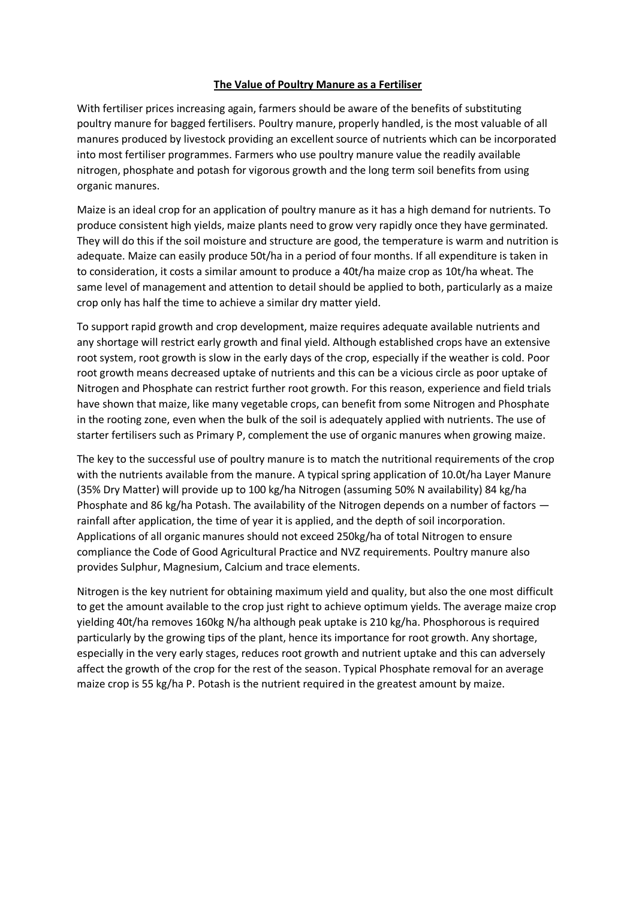**The Value of Poultry Manure as a Fertiliser**

With fertiliser prices increasing again, farmers should be aware of the benefits of substituting poultry manure for bagged fertilisers. Poultry manure, properly handled, is the most valuable of all manures produced by livestock providing an excellent source of nutrients which can be incorporated into most fertiliser programmes. Farmers who use poultry manure value the readily available nitrogen, phosphate and potash for vigorous growth and the long term soil benefits from using organic manures.

Maize is an ideal crop for an application of poultry manure as it has a high demand for nutrients. To produce consistent high yields, maize plants need to grow very rapidly once they have germinated. They will do this if the soil moisture and structure are good, the temperature is warm and nutrition is adequate. Maize can easily produce 50t/ha in a period of four months. If all expenditure is taken in to consideration, it costs a similar amount to produce a 40t/ha maize crop as 10t/ha wheat. The same level of management and attention to detail should be applied to both, particularly as a maize crop only has half the time to achieve a similar dry matter yield.

To support rapid growth and crop development, maize requires adequate available nutrients and any shortage will restrict early growth and final yield. Although established crops have an extensive root system, root growth is slow in the early days of the crop, especially if the weather is cold. Poor root growth means decreased uptake of nutrients and this can be a vicious circle as poor uptake of Nitrogen and Phosphate can restrict further root growth. For this reason, experience and field trials have shown that maize, like many vegetable crops, can benefit from some Nitrogen and Phosphate in the rooting zone, even when the bulk of the soil is adequately applied with nutrients. The use of starter fertilisers such as Primary P, complement the use of organic manures when growing maize.

The key to the successful use of poultry manure is to match the nutritional requirements of the crop with the nutrients available from the manure. A typical spring application of 10.0t/ha Layer Manure (35% Dry Matter) will provide up to 100 kg/ha Nitrogen (assuming 50% N availability) 84 kg/ha Phosphate and 86 kg/ha Potash. The availability of the Nitrogen depends on a number of factors — rainfall after application, the time of year it is applied, and the depth of soil incorporation. Applications of all organic manures should not exceed 250kg/ha of total Nitrogen to ensure compliance the Code of Good Agricultural Practice and NVZ requirements. Poultry manure also provides Sulphur, Magnesium, Calcium and trace elements.

Nitrogen is the key nutrient for obtaining maximum yield and quality, but also the one most difficult to get the amount available to the crop just right to achieve optimum yields. The average maize crop yielding 40t/ha removes 160kg N/ha although peak uptake is 210 kg/ha. Phosphorous is required particularly by the growing tips of the plant, hence its importance for root growth. Any shortage, especially in the very early stages, reduces root growth and nutrient uptake and this can adversely affect the growth of the crop for the rest of the season. Typical Phosphate removal for an average maize crop is 55 kg/ha P. Potash is the nutrient required in the greatest amount by maize.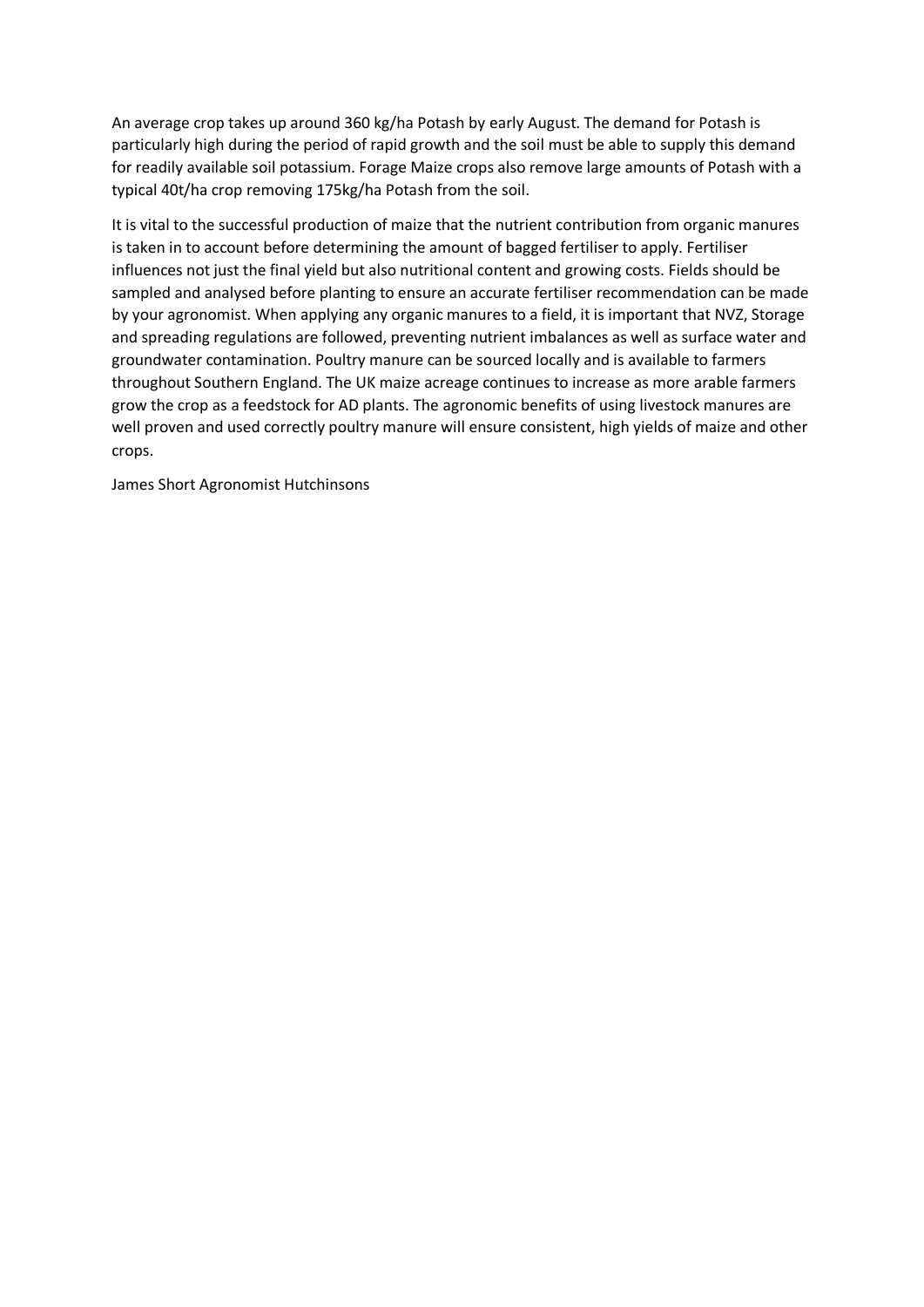An average crop takes up around 360 kg/ha Potash by early August. The demand for Potash is particularly high during the period of rapid growth and the soil must be able to supply this demand for readily available soil potassium. Forage Maize crops also remove large amounts of Potash with a typical 40t/ha crop removing 175kg/ha Potash from the soil.

It is vital to the successful production of maize that the nutrient contribution from organic manures is taken in to account before determining the amount of bagged fertiliser to apply. Fertiliser influences not just the final yield but also nutritional content and growing costs. Fields should be sampled and analysed before planting to ensure an accurate fertiliser recommendation can be made by your agronomist. When applying any organic manures to a field, it is important that NVZ, Storage and spreading regulations are followed, preventing nutrient imbalances as well as surface water and groundwater contamination. Poultry manure can be sourced locally and is available to farmers throughout Southern England. The UK maize acreage continues to increase as more arable farmers grow the crop as a feedstock for AD plants. The agronomic benefits of using livestock manures are well proven and used correctly poultry manure will ensure consistent, high yields of maize and other crops.

James Short Agronomist Hutchinsons